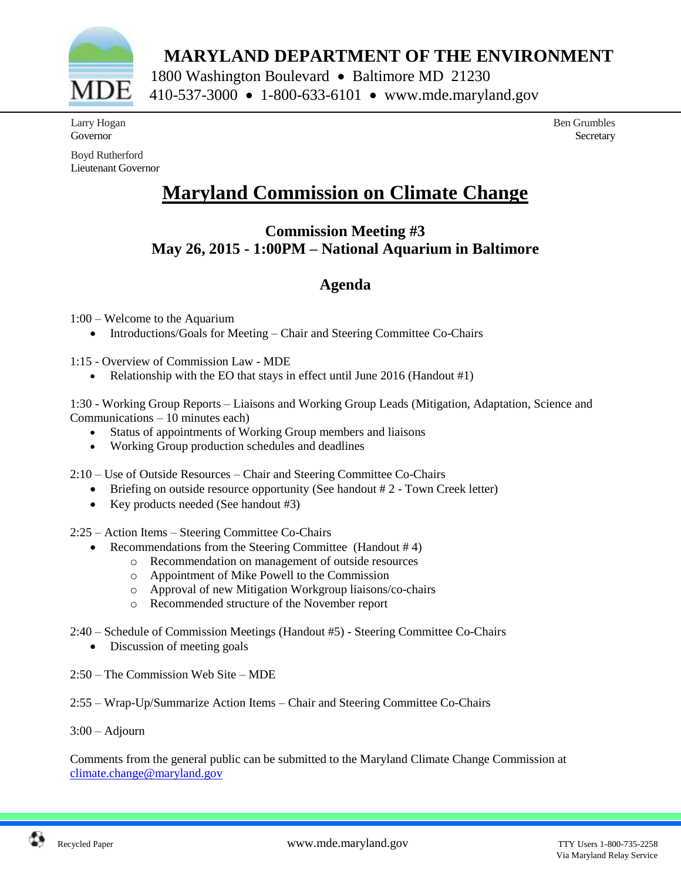# MARYLAND DEPARTMENT OF THE ENVIRONMENT

1800 Washington Boulevard • Baltimore MD 21230
410-537-3000 • 1-800-633-6101 • www.mde.maryland.gov

Larry Hogan
Governor

Boyd Rutherford
Lieutenant Governor

Ben Grumbles
Secretary

# Maryland Commission on Climate Change

## Commission Meeting #3
## May 26, 2015 - 1:00PM – National Aquarium in Baltimore

## Agenda

1:00 – Welcome to the Aquarium
- Introductions/Goals for Meeting – Chair and Steering Committee Co-Chairs

1:15 - Overview of Commission Law - MDE
- Relationship with the EO that stays in effect until June 2016 (Handout #1)

1:30 - Working Group Reports – Liaisons and Working Group Leads (Mitigation, Adaptation, Science and Communications – 10 minutes each)
- Status of appointments of Working Group members and liaisons
- Working Group production schedules and deadlines

2:10 – Use of Outside Resources – Chair and Steering Committee Co-Chairs
- Briefing on outside resource opportunity (See handout # 2 - Town Creek letter)
- Key products needed (See handout #3)

2:25 – Action Items – Steering Committee Co-Chairs
- Recommendations from the Steering Committee (Handout # 4)
  - Recommendation on management of outside resources
  - Appointment of Mike Powell to the Commission
  - Approval of new Mitigation Workgroup liaisons/co-chairs
  - Recommended structure of the November report

2:40 – Schedule of Commission Meetings (Handout #5) - Steering Committee Co-Chairs
- Discussion of meeting goals

2:50 – The Commission Web Site – MDE

2:55 – Wrap-Up/Summarize Action Items – Chair and Steering Committee Co-Chairs

3:00 – Adjourn

Comments from the general public can be submitted to the Maryland Climate Change Commission at climate.change@maryland.gov

Recycled Paper

www.mde.maryland.gov

TTY Users 1-800-735-2258
Via Maryland Relay Service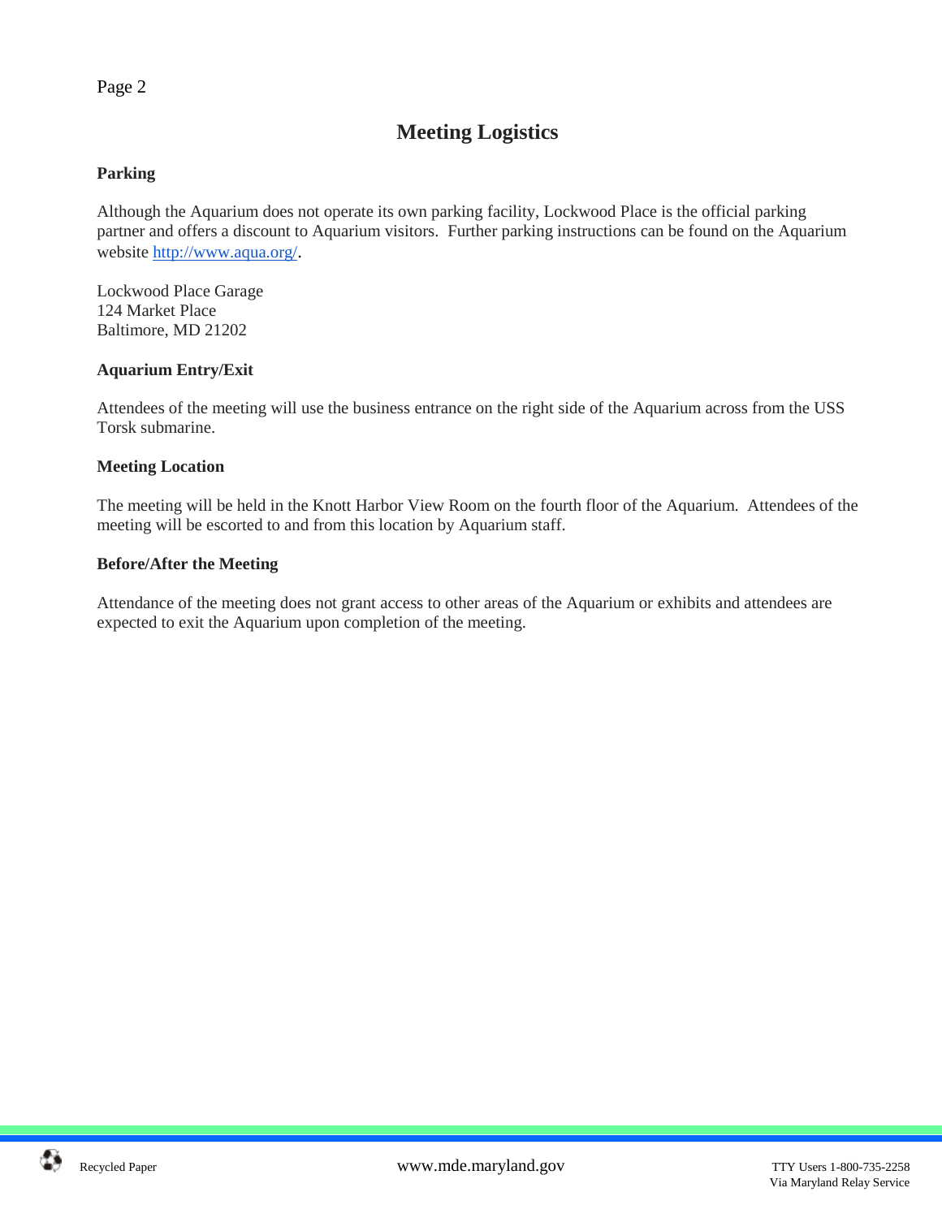## Meeting Logistics

**Parking**

Although the Aquarium does not operate its own parking facility, Lockwood Place is the official parking partner and offers a discount to Aquarium visitors. Further parking instructions can be found on the Aquarium website http://www.aqua.org/.

Lockwood Place Garage
124 Market Place
Baltimore, MD 21202

**Aquarium Entry/Exit**

Attendees of the meeting will use the business entrance on the right side of the Aquarium across from the USS Torsk submarine.

**Meeting Location**

The meeting will be held in the Knott Harbor View Room on the fourth floor of the Aquarium. Attendees of the meeting will be escorted to and from this location by Aquarium staff.

**Before/After the Meeting**

Attendance of the meeting does not grant access to other areas of the Aquarium or exhibits and attendees are expected to exit the Aquarium upon completion of the meeting.